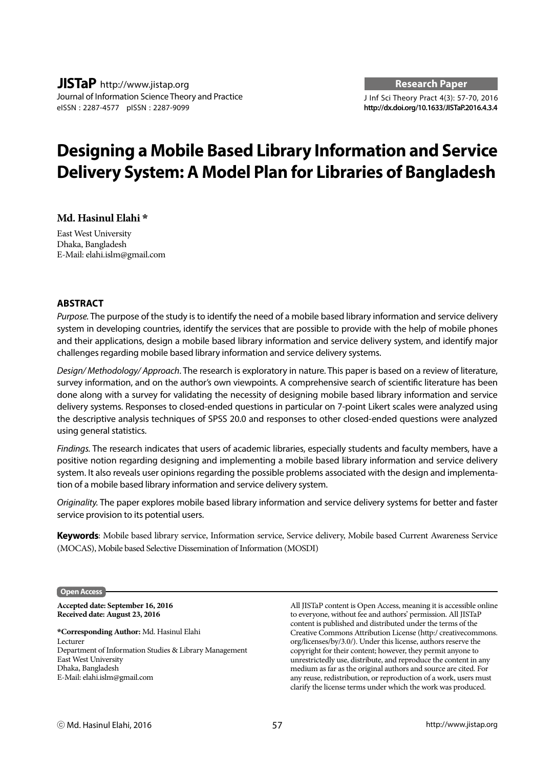**JISTaP** http://www.jistap.org
Journal of Information Science Theory and Practice
eISSN : 2287-4577 pISSN : 2287-9099

**Research Paper**

J Inf Sci Theory Pract 4(3): 57-70, 2016
**http://dx.doi.org/10.1633/JISTaP.2016.4.3.4**

# Designing a Mobile Based Library Information and Service Delivery System: A Model Plan for Libraries of Bangladesh

**Md. Hasinul Elahi ***

East West University
Dhaka, Bangladesh
E-Mail: elahi.islm@gmail.com

## ABSTRACT

*Purpose.* The purpose of the study is to identify the need of a mobile based library information and service delivery system in developing countries, identify the services that are possible to provide with the help of mobile phones and their applications, design a mobile based library information and service delivery system, and identify major challenges regarding mobile based library information and service delivery systems.

*Design/ Methodology/ Approach*. The research is exploratory in nature. This paper is based on a review of literature, survey information, and on the author's own viewpoints. A comprehensive search of scientific literature has been done along with a survey for validating the necessity of designing mobile based library information and service delivery systems. Responses to closed-ended questions in particular on 7-point Likert scales were analyzed using the descriptive analysis techniques of SPSS 20.0 and responses to other closed-ended questions were analyzed using general statistics.

*Findings.* The research indicates that users of academic libraries, especially students and faculty members, have a positive notion regarding designing and implementing a mobile based library information and service delivery system. It also reveals user opinions regarding the possible problems associated with the design and implementation of a mobile based library information and service delivery system.

*Originality.* The paper explores mobile based library information and service delivery systems for better and faster service provision to its potential users.

**Keywords**: Mobile based library service, Information service, Service delivery, Mobile based Current Awareness Service (MOCAS), Mobile based Selective Dissemination of Information (MOSDI)

**Open Access**

**Accepted date: September 16, 2016**
**Received date: August 23, 2016**

***Corresponding Author:** Md. Hasinul Elahi
Lecturer
Department of Information Studies & Library Management
East West University
Dhaka, Bangladesh
E-Mail: elahi.islm@gmail.com

All JISTaP content is Open Access, meaning it is accessible online to everyone, without fee and authors' permission. All JISTaP content is published and distributed under the terms of the Creative Commons Attribution License (http:/ creativecommons. org/licenses/by/3.0/). Under this license, authors reserve the copyright for their content; however, they permit anyone to unrestrictedly use, distribute, and reproduce the content in any medium as far as the original authors and source are cited. For any reuse, redistribution, or reproduction of a work, users must clarify the license terms under which the work was produced.

ⓒ Md. Hasinul Elahi, 2016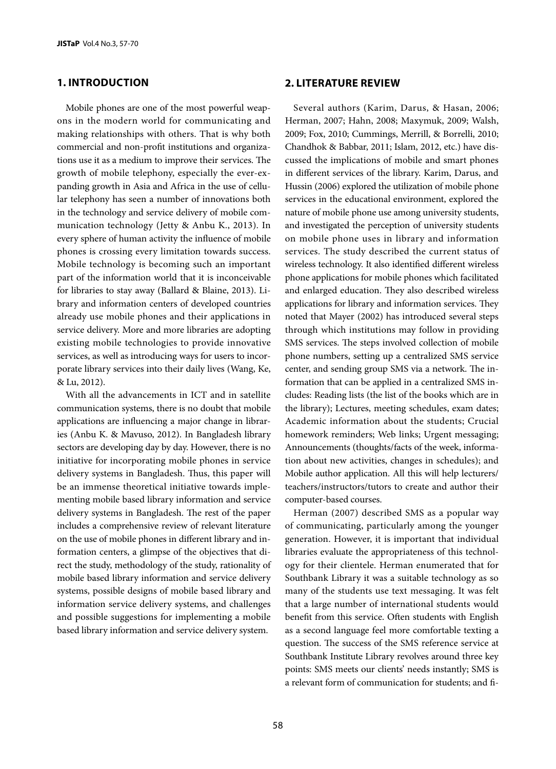## 1. INTRODUCTION

Mobile phones are one of the most powerful weapons in the modern world for communicating and making relationships with others. That is why both commercial and non-profit institutions and organizations use it as a medium to improve their services. The growth of mobile telephony, especially the ever-expanding growth in Asia and Africa in the use of cellular telephony has seen a number of innovations both in the technology and service delivery of mobile communication technology (Jetty & Anbu K., 2013). In every sphere of human activity the influence of mobile phones is crossing every limitation towards success. Mobile technology is becoming such an important part of the information world that it is inconceivable for libraries to stay away (Ballard & Blaine, 2013). Library and information centers of developed countries already use mobile phones and their applications in service delivery. More and more libraries are adopting existing mobile technologies to provide innovative services, as well as introducing ways for users to incorporate library services into their daily lives (Wang, Ke, & Lu, 2012).

With all the advancements in ICT and in satellite communication systems, there is no doubt that mobile applications are influencing a major change in libraries (Anbu K. & Mavuso, 2012). In Bangladesh library sectors are developing day by day. However, there is no initiative for incorporating mobile phones in service delivery systems in Bangladesh. Thus, this paper will be an immense theoretical initiative towards implementing mobile based library information and service delivery systems in Bangladesh. The rest of the paper includes a comprehensive review of relevant literature on the use of mobile phones in different library and information centers, a glimpse of the objectives that direct the study, methodology of the study, rationality of mobile based library information and service delivery systems, possible designs of mobile based library and information service delivery systems, and challenges and possible suggestions for implementing a mobile based library information and service delivery system.

## 2. LITERATURE REVIEW

Several authors (Karim, Darus, & Hasan, 2006; Herman, 2007; Hahn, 2008; Maxymuk, 2009; Walsh, 2009; Fox, 2010; Cummings, Merrill, & Borrelli, 2010; Chandhok & Babbar, 2011; Islam, 2012, etc.) have discussed the implications of mobile and smart phones in different services of the library. Karim, Darus, and Hussin (2006) explored the utilization of mobile phone services in the educational environment, explored the nature of mobile phone use among university students, and investigated the perception of university students on mobile phone uses in library and information services. The study described the current status of wireless technology. It also identified different wireless phone applications for mobile phones which facilitated and enlarged education. They also described wireless applications for library and information services. They noted that Mayer (2002) has introduced several steps through which institutions may follow in providing SMS services. The steps involved collection of mobile phone numbers, setting up a centralized SMS service center, and sending group SMS via a network. The information that can be applied in a centralized SMS includes: Reading lists (the list of the books which are in the library); Lectures, meeting schedules, exam dates; Academic information about the students; Crucial homework reminders; Web links; Urgent messaging; Announcements (thoughts/facts of the week, information about new activities, changes in schedules); and Mobile author application. All this will help lecturers/teachers/instructors/tutors to create and author their computer-based courses.

Herman (2007) described SMS as a popular way of communicating, particularly among the younger generation. However, it is important that individual libraries evaluate the appropriateness of this technology for their clientele. Herman enumerated that for Southbank Library it was a suitable technology as so many of the students use text messaging. It was felt that a large number of international students would benefit from this service. Often students with English as a second language feel more comfortable texting a question. The success of the SMS reference service at Southbank Institute Library revolves around three key points: SMS meets our clients' needs instantly; SMS is a relevant form of communication for students; and fi-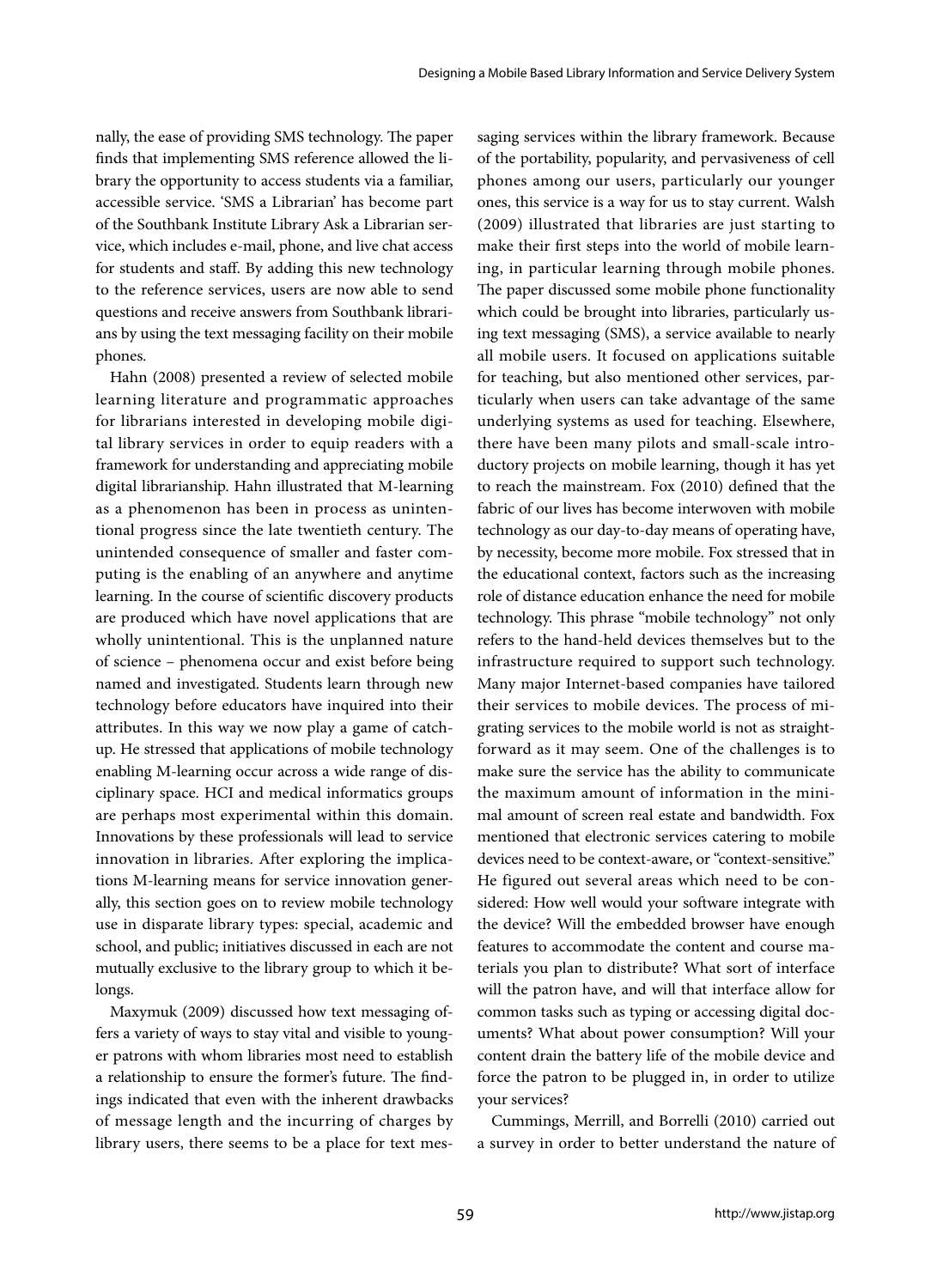nally, the ease of providing SMS technology. The paper finds that implementing SMS reference allowed the library the opportunity to access students via a familiar, accessible service. 'SMS a Librarian' has become part of the Southbank Institute Library Ask a Librarian service, which includes e-mail, phone, and live chat access for students and staff. By adding this new technology to the reference services, users are now able to send questions and receive answers from Southbank librarians by using the text messaging facility on their mobile phones.

Hahn (2008) presented a review of selected mobile learning literature and programmatic approaches for librarians interested in developing mobile digital library services in order to equip readers with a framework for understanding and appreciating mobile digital librarianship. Hahn illustrated that M-learning as a phenomenon has been in process as unintentional progress since the late twentieth century. The unintended consequence of smaller and faster computing is the enabling of an anywhere and anytime learning. In the course of scientific discovery products are produced which have novel applications that are wholly unintentional. This is the unplanned nature of science – phenomena occur and exist before being named and investigated. Students learn through new technology before educators have inquired into their attributes. In this way we now play a game of catch-up. He stressed that applications of mobile technology enabling M-learning occur across a wide range of disciplinary space. HCI and medical informatics groups are perhaps most experimental within this domain. Innovations by these professionals will lead to service innovation in libraries. After exploring the implications M-learning means for service innovation generally, this section goes on to review mobile technology use in disparate library types: special, academic and school, and public; initiatives discussed in each are not mutually exclusive to the library group to which it belongs.

Maxymuk (2009) discussed how text messaging offers a variety of ways to stay vital and visible to younger patrons with whom libraries most need to establish a relationship to ensure the former's future. The findings indicated that even with the inherent drawbacks of message length and the incurring of charges by library users, there seems to be a place for text messaging services within the library framework. Because of the portability, popularity, and pervasiveness of cell phones among our users, particularly our younger ones, this service is a way for us to stay current. Walsh (2009) illustrated that libraries are just starting to make their first steps into the world of mobile learning, in particular learning through mobile phones. The paper discussed some mobile phone functionality which could be brought into libraries, particularly using text messaging (SMS), a service available to nearly all mobile users. It focused on applications suitable for teaching, but also mentioned other services, particularly when users can take advantage of the same underlying systems as used for teaching. Elsewhere, there have been many pilots and small-scale introductory projects on mobile learning, though it has yet to reach the mainstream. Fox (2010) defined that the fabric of our lives has become interwoven with mobile technology as our day-to-day means of operating have, by necessity, become more mobile. Fox stressed that in the educational context, factors such as the increasing role of distance education enhance the need for mobile technology. This phrase "mobile technology" not only refers to the hand-held devices themselves but to the infrastructure required to support such technology. Many major Internet-based companies have tailored their services to mobile devices. The process of migrating services to the mobile world is not as straightforward as it may seem. One of the challenges is to make sure the service has the ability to communicate the maximum amount of information in the minimal amount of screen real estate and bandwidth. Fox mentioned that electronic services catering to mobile devices need to be context-aware, or "context-sensitive." He figured out several areas which need to be considered: How well would your software integrate with the device? Will the embedded browser have enough features to accommodate the content and course materials you plan to distribute? What sort of interface will the patron have, and will that interface allow for common tasks such as typing or accessing digital documents? What about power consumption? Will your content drain the battery life of the mobile device and force the patron to be plugged in, in order to utilize your services?

Cummings, Merrill, and Borrelli (2010) carried out a survey in order to better understand the nature of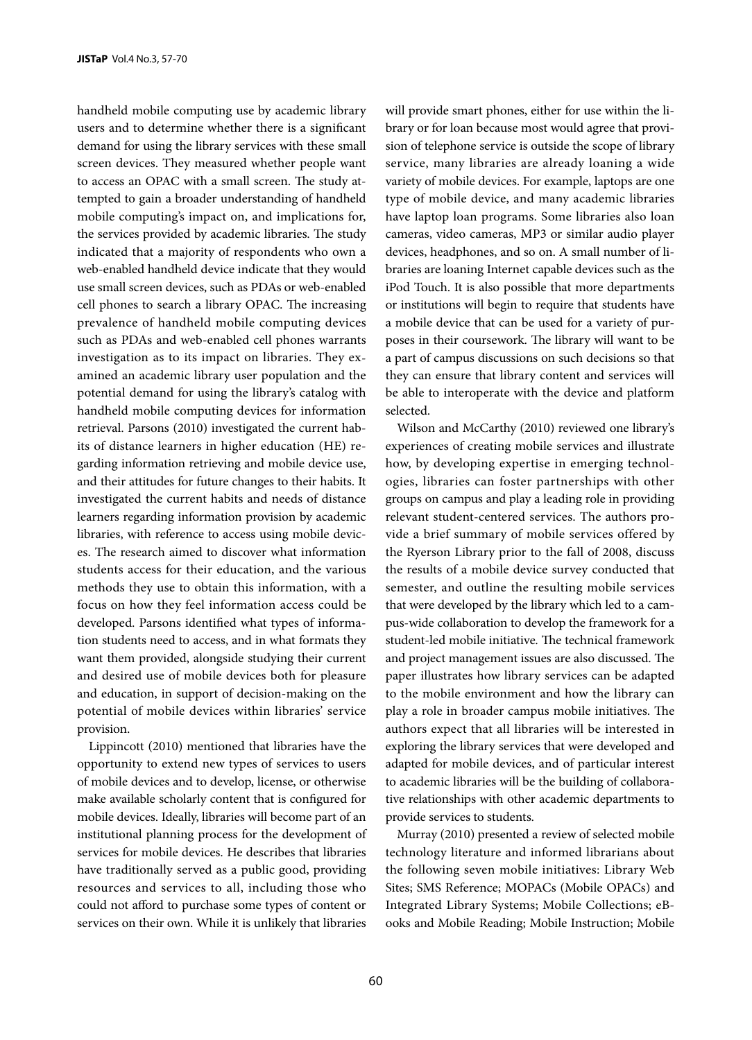handheld mobile computing use by academic library users and to determine whether there is a significant demand for using the library services with these small screen devices. They measured whether people want to access an OPAC with a small screen. The study attempted to gain a broader understanding of handheld mobile computing's impact on, and implications for, the services provided by academic libraries. The study indicated that a majority of respondents who own a web-enabled handheld device indicate that they would use small screen devices, such as PDAs or web-enabled cell phones to search a library OPAC. The increasing prevalence of handheld mobile computing devices such as PDAs and web-enabled cell phones warrants investigation as to its impact on libraries. They examined an academic library user population and the potential demand for using the library's catalog with handheld mobile computing devices for information retrieval. Parsons (2010) investigated the current habits of distance learners in higher education (HE) regarding information retrieving and mobile device use, and their attitudes for future changes to their habits. It investigated the current habits and needs of distance learners regarding information provision by academic libraries, with reference to access using mobile devices. The research aimed to discover what information students access for their education, and the various methods they use to obtain this information, with a focus on how they feel information access could be developed. Parsons identified what types of information students need to access, and in what formats they want them provided, alongside studying their current and desired use of mobile devices both for pleasure and education, in support of decision-making on the potential of mobile devices within libraries' service provision.

Lippincott (2010) mentioned that libraries have the opportunity to extend new types of services to users of mobile devices and to develop, license, or otherwise make available scholarly content that is configured for mobile devices. Ideally, libraries will become part of an institutional planning process for the development of services for mobile devices. He describes that libraries have traditionally served as a public good, providing resources and services to all, including those who could not afford to purchase some types of content or services on their own. While it is unlikely that libraries will provide smart phones, either for use within the library or for loan because most would agree that provision of telephone service is outside the scope of library service, many libraries are already loaning a wide variety of mobile devices. For example, laptops are one type of mobile device, and many academic libraries have laptop loan programs. Some libraries also loan cameras, video cameras, MP3 or similar audio player devices, headphones, and so on. A small number of libraries are loaning Internet capable devices such as the iPod Touch. It is also possible that more departments or institutions will begin to require that students have a mobile device that can be used for a variety of purposes in their coursework. The library will want to be a part of campus discussions on such decisions so that they can ensure that library content and services will be able to interoperate with the device and platform selected.

Wilson and McCarthy (2010) reviewed one library's experiences of creating mobile services and illustrate how, by developing expertise in emerging technologies, libraries can foster partnerships with other groups on campus and play a leading role in providing relevant student-centered services. The authors provide a brief summary of mobile services offered by the Ryerson Library prior to the fall of 2008, discuss the results of a mobile device survey conducted that semester, and outline the resulting mobile services that were developed by the library which led to a campus-wide collaboration to develop the framework for a student-led mobile initiative. The technical framework and project management issues are also discussed. The paper illustrates how library services can be adapted to the mobile environment and how the library can play a role in broader campus mobile initiatives. The authors expect that all libraries will be interested in exploring the library services that were developed and adapted for mobile devices, and of particular interest to academic libraries will be the building of collaborative relationships with other academic departments to provide services to students.

Murray (2010) presented a review of selected mobile technology literature and informed librarians about the following seven mobile initiatives: Library Web Sites; SMS Reference; MOPACs (Mobile OPACs) and Integrated Library Systems; Mobile Collections; eBooks and Mobile Reading; Mobile Instruction; Mobile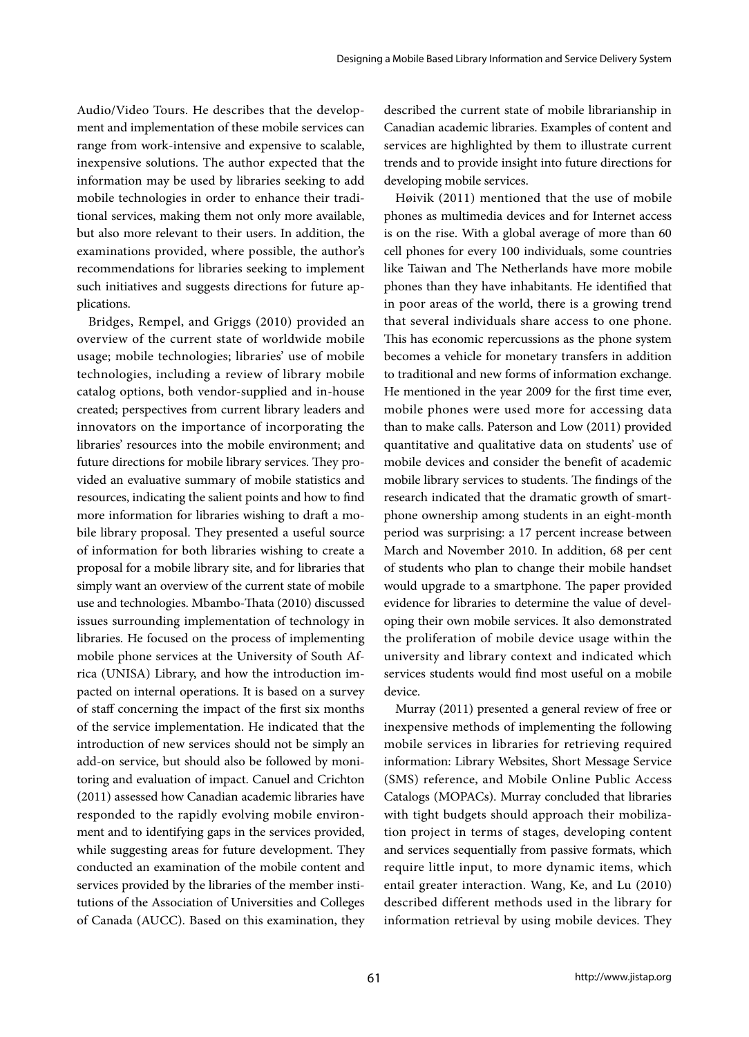Audio/Video Tours. He describes that the development and implementation of these mobile services can range from work-intensive and expensive to scalable, inexpensive solutions. The author expected that the information may be used by libraries seeking to add mobile technologies in order to enhance their traditional services, making them not only more available, but also more relevant to their users. In addition, the examinations provided, where possible, the author's recommendations for libraries seeking to implement such initiatives and suggests directions for future applications.

Bridges, Rempel, and Griggs (2010) provided an overview of the current state of worldwide mobile usage; mobile technologies; libraries' use of mobile technologies, including a review of library mobile catalog options, both vendor-supplied and in-house created; perspectives from current library leaders and innovators on the importance of incorporating the libraries' resources into the mobile environment; and future directions for mobile library services. They provided an evaluative summary of mobile statistics and resources, indicating the salient points and how to find more information for libraries wishing to draft a mobile library proposal. They presented a useful source of information for both libraries wishing to create a proposal for a mobile library site, and for libraries that simply want an overview of the current state of mobile use and technologies. Mbambo-Thata (2010) discussed issues surrounding implementation of technology in libraries. He focused on the process of implementing mobile phone services at the University of South Africa (UNISA) Library, and how the introduction impacted on internal operations. It is based on a survey of staff concerning the impact of the first six months of the service implementation. He indicated that the introduction of new services should not be simply an add-on service, but should also be followed by monitoring and evaluation of impact. Canuel and Crichton (2011) assessed how Canadian academic libraries have responded to the rapidly evolving mobile environment and to identifying gaps in the services provided, while suggesting areas for future development. They conducted an examination of the mobile content and services provided by the libraries of the member institutions of the Association of Universities and Colleges of Canada (AUCC). Based on this examination, they described the current state of mobile librarianship in Canadian academic libraries. Examples of content and services are highlighted by them to illustrate current trends and to provide insight into future directions for developing mobile services.

Høivik (2011) mentioned that the use of mobile phones as multimedia devices and for Internet access is on the rise. With a global average of more than 60 cell phones for every 100 individuals, some countries like Taiwan and The Netherlands have more mobile phones than they have inhabitants. He identified that in poor areas of the world, there is a growing trend that several individuals share access to one phone. This has economic repercussions as the phone system becomes a vehicle for monetary transfers in addition to traditional and new forms of information exchange. He mentioned in the year 2009 for the first time ever, mobile phones were used more for accessing data than to make calls. Paterson and Low (2011) provided quantitative and qualitative data on students' use of mobile devices and consider the benefit of academic mobile library services to students. The findings of the research indicated that the dramatic growth of smartphone ownership among students in an eight-month period was surprising: a 17 percent increase between March and November 2010. In addition, 68 per cent of students who plan to change their mobile handset would upgrade to a smartphone. The paper provided evidence for libraries to determine the value of developing their own mobile services. It also demonstrated the proliferation of mobile device usage within the university and library context and indicated which services students would find most useful on a mobile device.

Murray (2011) presented a general review of free or inexpensive methods of implementing the following mobile services in libraries for retrieving required information: Library Websites, Short Message Service (SMS) reference, and Mobile Online Public Access Catalogs (MOPACs). Murray concluded that libraries with tight budgets should approach their mobilization project in terms of stages, developing content and services sequentially from passive formats, which require little input, to more dynamic items, which entail greater interaction. Wang, Ke, and Lu (2010) described different methods used in the library for information retrieval by using mobile devices. They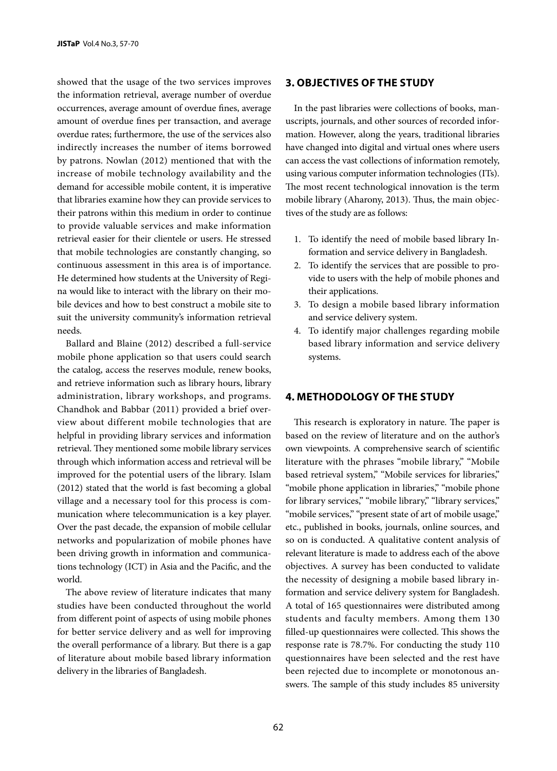showed that the usage of the two services improves the information retrieval, average number of overdue occurrences, average amount of overdue fines, average amount of overdue fines per transaction, and average overdue rates; furthermore, the use of the services also indirectly increases the number of items borrowed by patrons. Nowlan (2012) mentioned that with the increase of mobile technology availability and the demand for accessible mobile content, it is imperative that libraries examine how they can provide services to their patrons within this medium in order to continue to provide valuable services and make information retrieval easier for their clientele or users. He stressed that mobile technologies are constantly changing, so continuous assessment in this area is of importance. He determined how students at the University of Regina would like to interact with the library on their mobile devices and how to best construct a mobile site to suit the university community's information retrieval needs.

Ballard and Blaine (2012) described a full-service mobile phone application so that users could search the catalog, access the reserves module, renew books, and retrieve information such as library hours, library administration, library workshops, and programs. Chandhok and Babbar (2011) provided a brief overview about different mobile technologies that are helpful in providing library services and information retrieval. They mentioned some mobile library services through which information access and retrieval will be improved for the potential users of the library. Islam (2012) stated that the world is fast becoming a global village and a necessary tool for this process is communication where telecommunication is a key player. Over the past decade, the expansion of mobile cellular networks and popularization of mobile phones have been driving growth in information and communications technology (ICT) in Asia and the Pacific, and the world.

The above review of literature indicates that many studies have been conducted throughout the world from different point of aspects of using mobile phones for better service delivery and as well for improving the overall performance of a library. But there is a gap of literature about mobile based library information delivery in the libraries of Bangladesh.

## 3. OBJECTIVES OF THE STUDY

In the past libraries were collections of books, manuscripts, journals, and other sources of recorded information. However, along the years, traditional libraries have changed into digital and virtual ones where users can access the vast collections of information remotely, using various computer information technologies (ITs). The most recent technological innovation is the term mobile library (Aharony, 2013). Thus, the main objectives of the study are as follows:

1. To identify the need of mobile based library Information and service delivery in Bangladesh.
2. To identify the services that are possible to provide to users with the help of mobile phones and their applications.
3. To design a mobile based library information and service delivery system.
4. To identify major challenges regarding mobile based library information and service delivery systems.

## 4. METHODOLOGY OF THE STUDY

This research is exploratory in nature. The paper is based on the review of literature and on the author's own viewpoints. A comprehensive search of scientific literature with the phrases "mobile library," "Mobile based retrieval system," "Mobile services for libraries," "mobile phone application in libraries," "mobile phone for library services," "mobile library," "library services," "mobile services," "present state of art of mobile usage," etc., published in books, journals, online sources, and so on is conducted. A qualitative content analysis of relevant literature is made to address each of the above objectives. A survey has been conducted to validate the necessity of designing a mobile based library information and service delivery system for Bangladesh. A total of 165 questionnaires were distributed among students and faculty members. Among them 130 filled-up questionnaires were collected. This shows the response rate is 78.7%. For conducting the study 110 questionnaires have been selected and the rest have been rejected due to incomplete or monotonous answers. The sample of this study includes 85 university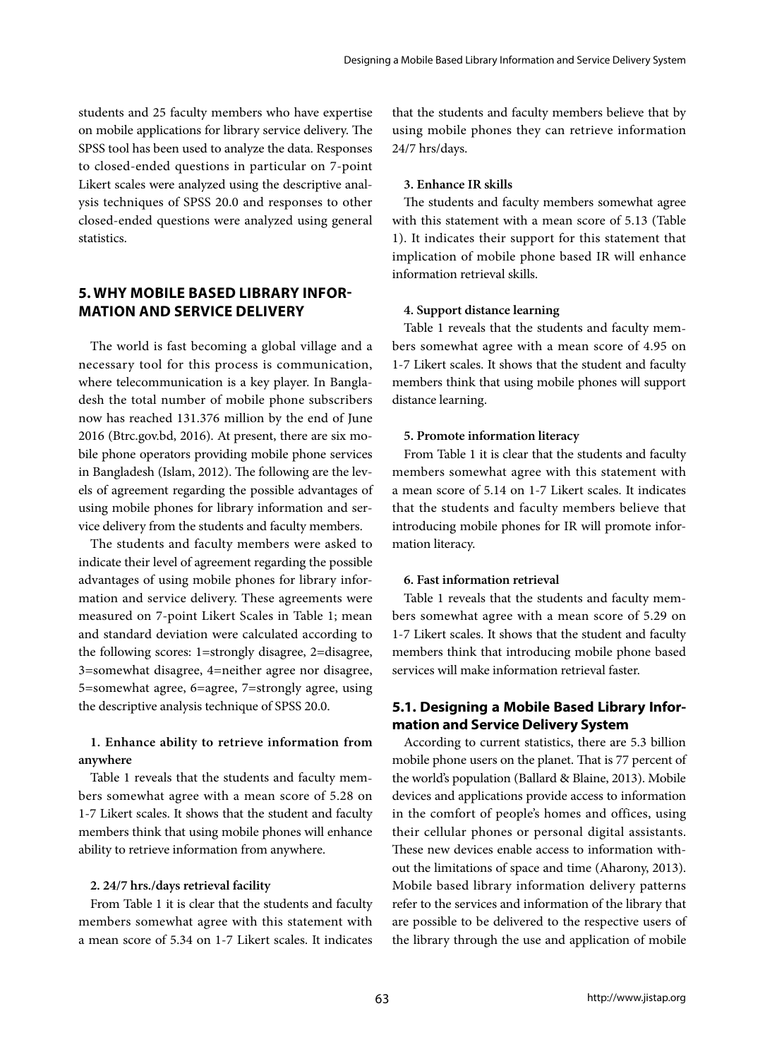students and 25 faculty members who have expertise on mobile applications for library service delivery. The SPSS tool has been used to analyze the data. Responses to closed-ended questions in particular on 7-point Likert scales were analyzed using the descriptive analysis techniques of SPSS 20.0 and responses to other closed-ended questions were analyzed using general statistics.

## 5. WHY MOBILE BASED LIBRARY INFORMATION AND SERVICE DELIVERY

The world is fast becoming a global village and a necessary tool for this process is communication, where telecommunication is a key player. In Bangladesh the total number of mobile phone subscribers now has reached 131.376 million by the end of June 2016 (Btrc.gov.bd, 2016). At present, there are six mobile phone operators providing mobile phone services in Bangladesh (Islam, 2012). The following are the levels of agreement regarding the possible advantages of using mobile phones for library information and service delivery from the students and faculty members.

The students and faculty members were asked to indicate their level of agreement regarding the possible advantages of using mobile phones for library information and service delivery. These agreements were measured on 7-point Likert Scales in Table 1; mean and standard deviation were calculated according to the following scores: 1=strongly disagree, 2=disagree, 3=somewhat disagree, 4=neither agree nor disagree, 5=somewhat agree, 6=agree, 7=strongly agree, using the descriptive analysis technique of SPSS 20.0.

**1. Enhance ability to retrieve information from anywhere**

Table 1 reveals that the students and faculty members somewhat agree with a mean score of 5.28 on 1-7 Likert scales. It shows that the student and faculty members think that using mobile phones will enhance ability to retrieve information from anywhere.

**2. 24/7 hrs./days retrieval facility**

From Table 1 it is clear that the students and faculty members somewhat agree with this statement with a mean score of 5.34 on 1-7 Likert scales. It indicates that the students and faculty members believe that by using mobile phones they can retrieve information 24/7 hrs/days.

**3. Enhance IR skills**

The students and faculty members somewhat agree with this statement with a mean score of 5.13 (Table 1). It indicates their support for this statement that implication of mobile phone based IR will enhance information retrieval skills.

**4. Support distance learning**

Table 1 reveals that the students and faculty members somewhat agree with a mean score of 4.95 on 1-7 Likert scales. It shows that the student and faculty members think that using mobile phones will support distance learning.

**5. Promote information literacy**

From Table 1 it is clear that the students and faculty members somewhat agree with this statement with a mean score of 5.14 on 1-7 Likert scales. It indicates that the students and faculty members believe that introducing mobile phones for IR will promote information literacy.

**6. Fast information retrieval**

Table 1 reveals that the students and faculty members somewhat agree with a mean score of 5.29 on 1-7 Likert scales. It shows that the student and faculty members think that introducing mobile phone based services will make information retrieval faster.

### 5.1. Designing a Mobile Based Library Information and Service Delivery System

According to current statistics, there are 5.3 billion mobile phone users on the planet. That is 77 percent of the world's population (Ballard & Blaine, 2013). Mobile devices and applications provide access to information in the comfort of people's homes and offices, using their cellular phones or personal digital assistants. These new devices enable access to information without the limitations of space and time (Aharony, 2013). Mobile based library information delivery patterns refer to the services and information of the library that are possible to be delivered to the respective users of the library through the use and application of mobile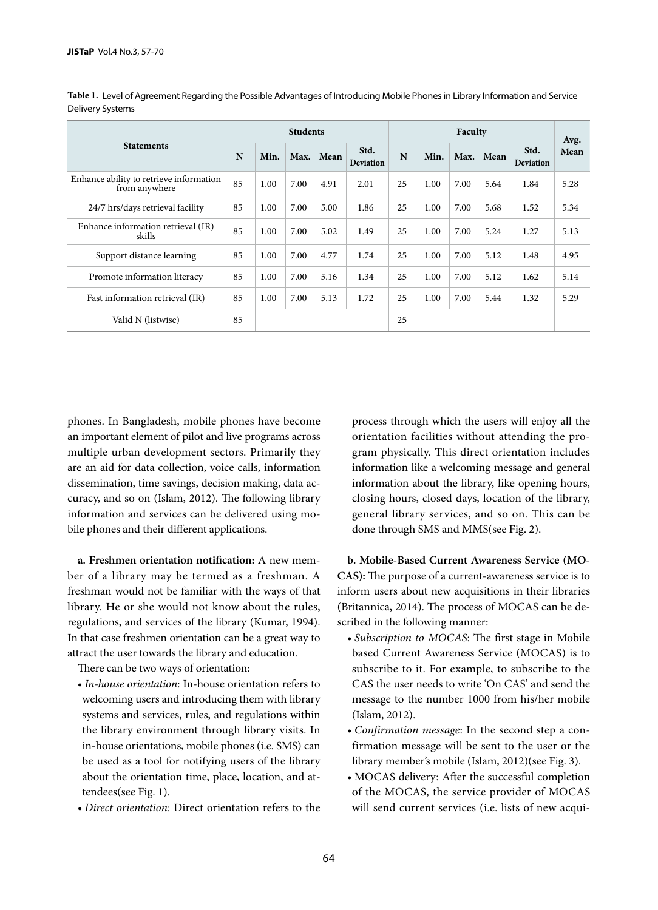**Table 1.** Level of Agreement Regarding the Possible Advantages of Introducing Mobile Phones in Library Information and Service Delivery Systems

| Statements | Students | | | | | Faculty | | | | | Avg. Mean |
|---|---|---|---|---|---|---|---|---|---|---|---|
| | N | Min. | Max. | Mean | Std. Deviation | N | Min. | Max. | Mean | Std. Deviation | |
| Enhance ability to retrieve information from anywhere | 85 | 1.00 | 7.00 | 4.91 | 2.01 | 25 | 1.00 | 7.00 | 5.64 | 1.84 | 5.28 |
| 24/7 hrs/days retrieval facility | 85 | 1.00 | 7.00 | 5.00 | 1.86 | 25 | 1.00 | 7.00 | 5.68 | 1.52 | 5.34 |
| Enhance information retrieval (IR) skills | 85 | 1.00 | 7.00 | 5.02 | 1.49 | 25 | 1.00 | 7.00 | 5.24 | 1.27 | 5.13 |
| Support distance learning | 85 | 1.00 | 7.00 | 4.77 | 1.74 | 25 | 1.00 | 7.00 | 5.12 | 1.48 | 4.95 |
| Promote information literacy | 85 | 1.00 | 7.00 | 5.16 | 1.34 | 25 | 1.00 | 7.00 | 5.12 | 1.62 | 5.14 |
| Fast information retrieval (IR) | 85 | 1.00 | 7.00 | 5.13 | 1.72 | 25 | 1.00 | 7.00 | 5.44 | 1.32 | 5.29 |
| Valid N (listwise) | 85 | | | | | 25 | | | | | |

phones. In Bangladesh, mobile phones have become an important element of pilot and live programs across multiple urban development sectors. Primarily they are an aid for data collection, voice calls, information dissemination, time savings, decision making, data accuracy, and so on (Islam, 2012). The following library information and services can be delivered using mobile phones and their different applications.

**a. Freshmen orientation notification:** A new member of a library may be termed as a freshman. A freshman would not be familiar with the ways of that library. He or she would not know about the rules, regulations, and services of the library (Kumar, 1994). In that case freshmen orientation can be a great way to attract the user towards the library and education.

There can be two ways of orientation:

- *In-house orientation*: In-house orientation refers to welcoming users and introducing them with library systems and services, rules, and regulations within the library environment through library visits. In in-house orientations, mobile phones (i.e. SMS) can be used as a tool for notifying users of the library about the orientation time, place, location, and attendees(see Fig. 1).
- *Direct orientation*: Direct orientation refers to the process through which the users will enjoy all the orientation facilities without attending the program physically. This direct orientation includes information like a welcoming message and general information about the library, like opening hours, closing hours, closed days, location of the library, general library services, and so on. This can be done through SMS and MMS(see Fig. 2).

**b. Mobile-Based Current Awareness Service (MOCAS):** The purpose of a current-awareness service is to inform users about new acquisitions in their libraries (Britannica, 2014). The process of MOCAS can be described in the following manner:

- *Subscription to MOCAS*: The first stage in Mobile based Current Awareness Service (MOCAS) is to subscribe to it. For example, to subscribe to the CAS the user needs to write 'On CAS' and send the message to the number 1000 from his/her mobile (Islam, 2012).
- *Confirmation message*: In the second step a confirmation message will be sent to the user or the library member's mobile (Islam, 2012)(see Fig. 3).
- MOCAS delivery: After the successful completion of the MOCAS, the service provider of MOCAS will send current services (i.e. lists of new acqui-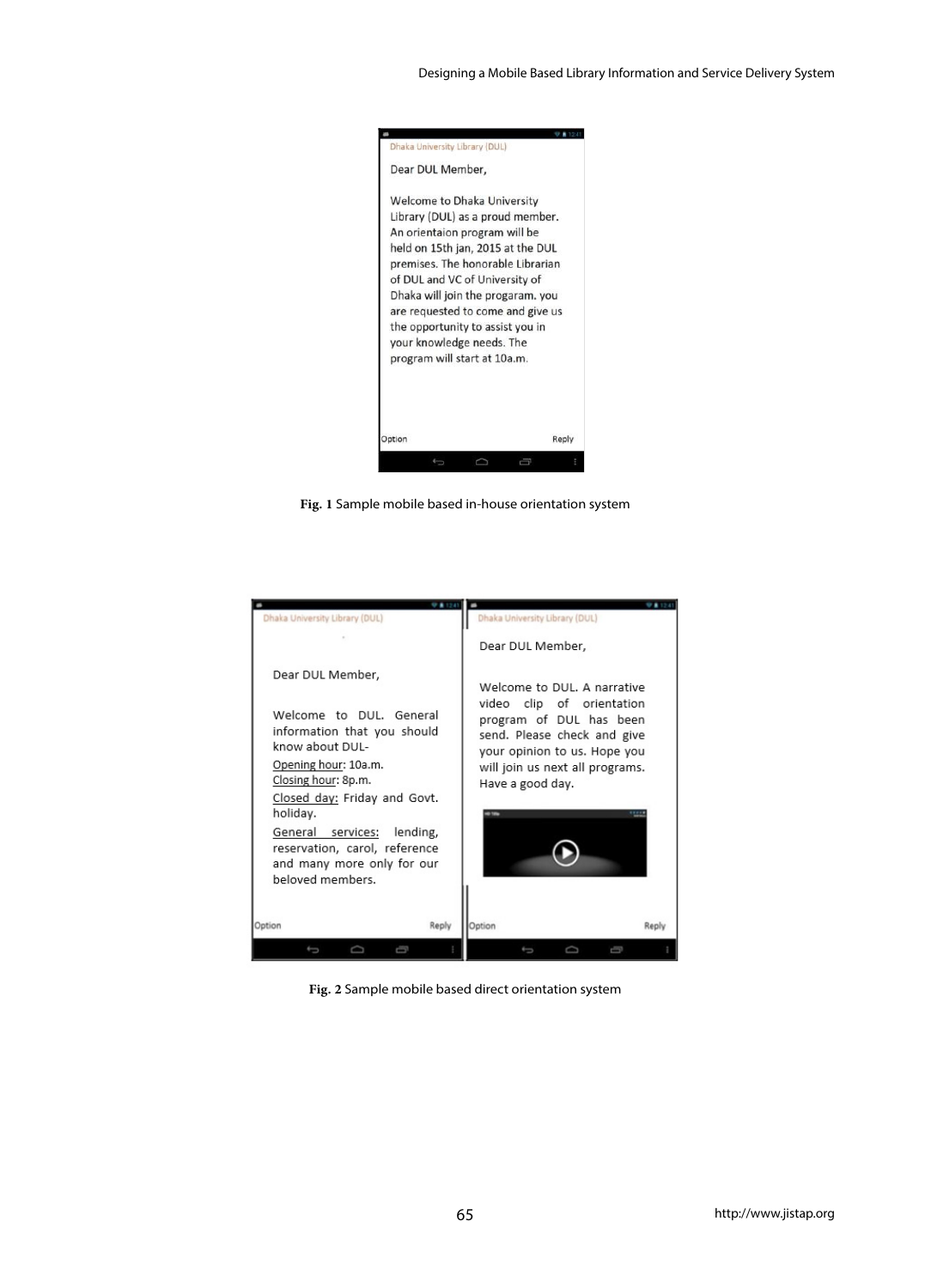Fig. 1 Sample mobile based in-house orientation system

Fig. 2 Sample mobile based direct orientation system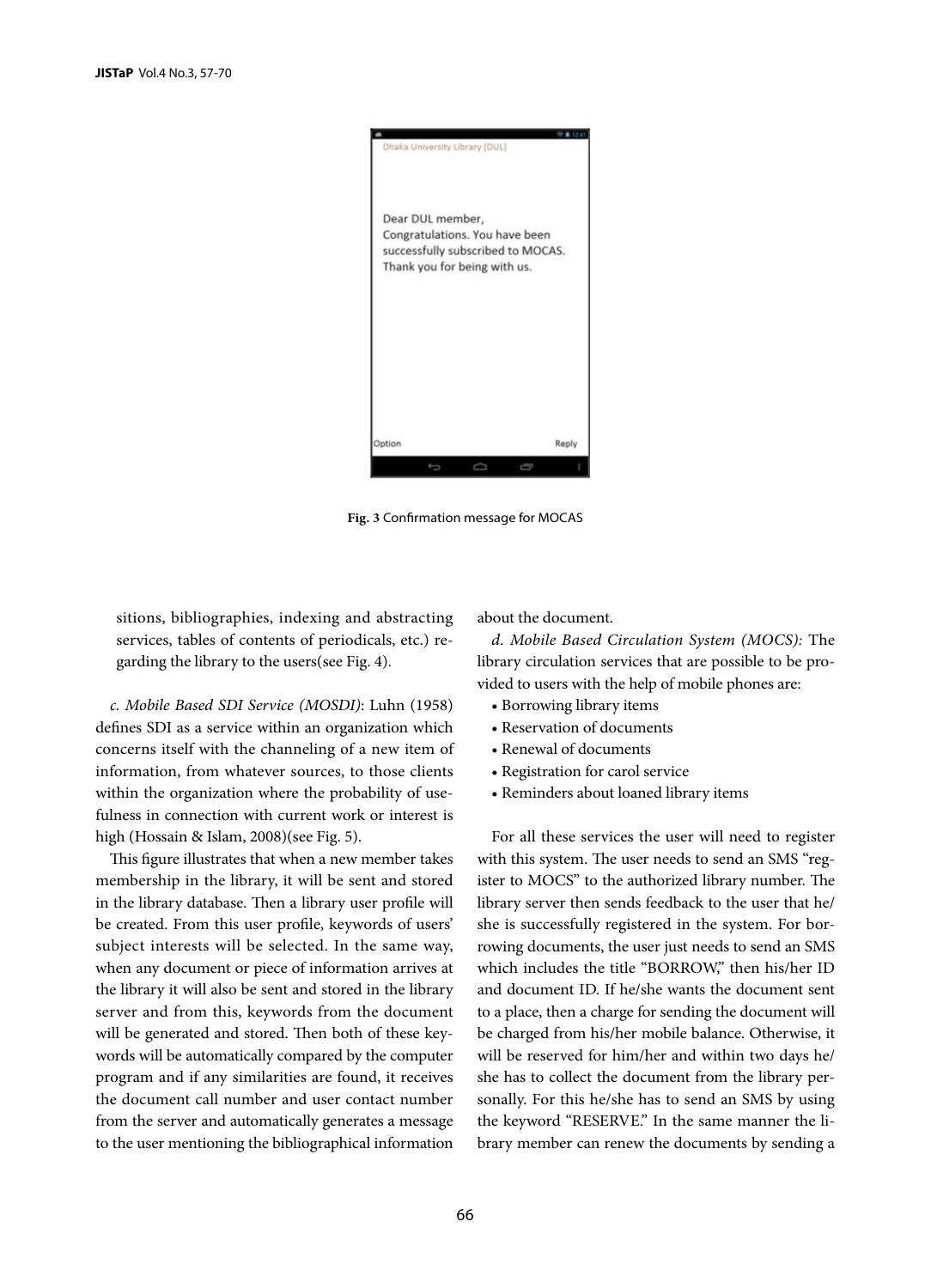Dhaka University Library (DUL)

Dear DUL member,
Congratulations. You have been successfully subscribed to MOCAS.
Thank you for being with us.

Option Reply

**Fig. 3** Confirmation message for MOCAS

sitions, bibliographies, indexing and abstracting services, tables of contents of periodicals, etc.) regarding the library to the users(see Fig. 4).

*c. Mobile Based SDI Service (MOSDI)*: Luhn (1958) defines SDI as a service within an organization which concerns itself with the channeling of a new item of information, from whatever sources, to those clients within the organization where the probability of usefulness in connection with current work or interest is high (Hossain & Islam, 2008)(see Fig. 5).

This figure illustrates that when a new member takes membership in the library, it will be sent and stored in the library database. Then a library user profile will be created. From this user profile, keywords of users' subject interests will be selected. In the same way, when any document or piece of information arrives at the library it will also be sent and stored in the library server and from this, keywords from the document will be generated and stored. Then both of these keywords will be automatically compared by the computer program and if any similarities are found, it receives the document call number and user contact number from the server and automatically generates a message to the user mentioning the bibliographical information about the document.

*d. Mobile Based Circulation System (MOCS):* The library circulation services that are possible to be provided to users with the help of mobile phones are:

- Borrowing library items
- Reservation of documents
- Renewal of documents
- Registration for carol service
- Reminders about loaned library items

For all these services the user will need to register with this system. The user needs to send an SMS "register to MOCS" to the authorized library number. The library server then sends feedback to the user that he/she is successfully registered in the system. For borrowing documents, the user just needs to send an SMS which includes the title "BORROW," then his/her ID and document ID. If he/she wants the document sent to a place, then a charge for sending the document will be charged from his/her mobile balance. Otherwise, it will be reserved for him/her and within two days he/she has to collect the document from the library personally. For this he/she has to send an SMS by using the keyword "RESERVE." In the same manner the library member can renew the documents by sending a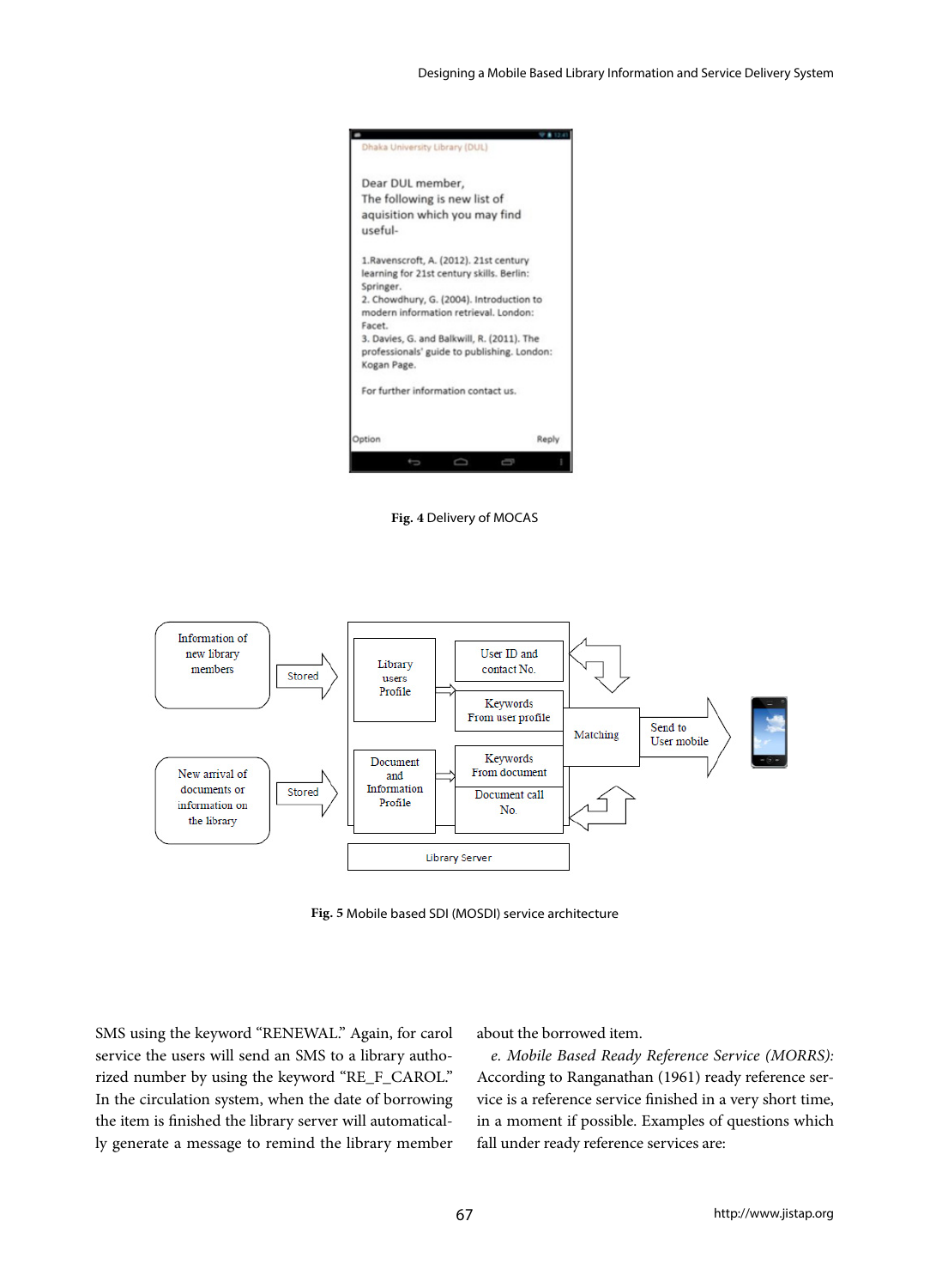Fig. 4 Delivery of MOCAS

Fig. 5 Mobile based SDI (MOSDI) service architecture

SMS using the keyword "RENEWAL." Again, for carol service the users will send an SMS to a library authorized number by using the keyword "RE_F_CAROL." In the circulation system, when the date of borrowing the item is finished the library server will automatically generate a message to remind the library member about the borrowed item.

*e. Mobile Based Ready Reference Service (MORRS):* According to Ranganathan (1961) ready reference service is a reference service finished in a very short time, in a moment if possible. Examples of questions which fall under ready reference services are: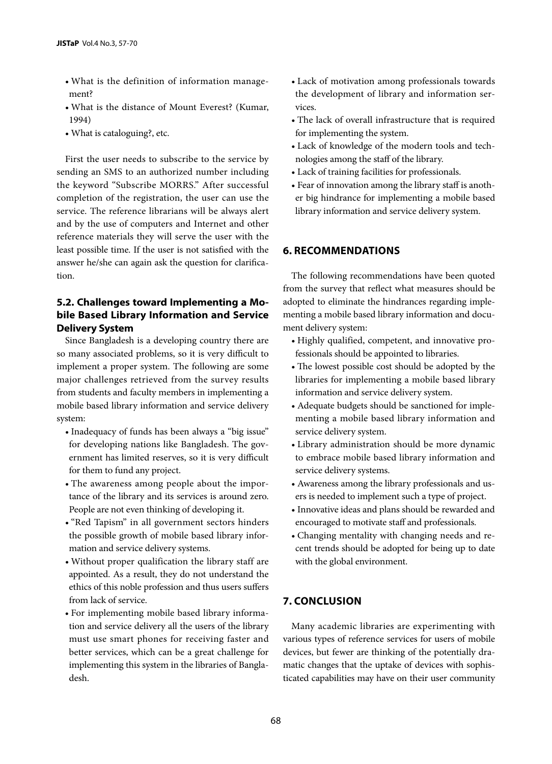- What is the definition of information management?
- What is the distance of Mount Everest? (Kumar, 1994)
- What is cataloguing?, etc.

First the user needs to subscribe to the service by sending an SMS to an authorized number including the keyword "Subscribe MORRS." After successful completion of the registration, the user can use the service. The reference librarians will be always alert and by the use of computers and Internet and other reference materials they will serve the user with the least possible time. If the user is not satisfied with the answer he/she can again ask the question for clarification.

### 5.2. Challenges toward Implementing a Mobile Based Library Information and Service Delivery System

Since Bangladesh is a developing country there are so many associated problems, so it is very difficult to implement a proper system. The following are some major challenges retrieved from the survey results from students and faculty members in implementing a mobile based library information and service delivery system:

- Inadequacy of funds has been always a "big issue" for developing nations like Bangladesh. The government has limited reserves, so it is very difficult for them to fund any project.
- The awareness among people about the importance of the library and its services is around zero. People are not even thinking of developing it.
- "Red Tapism" in all government sectors hinders the possible growth of mobile based library information and service delivery systems.
- Without proper qualification the library staff are appointed. As a result, they do not understand the ethics of this noble profession and thus users suffers from lack of service.
- For implementing mobile based library information and service delivery all the users of the library must use smart phones for receiving faster and better services, which can be a great challenge for implementing this system in the libraries of Bangladesh.
- Lack of motivation among professionals towards the development of library and information services.
- The lack of overall infrastructure that is required for implementing the system.
- Lack of knowledge of the modern tools and technologies among the staff of the library.
- Lack of training facilities for professionals.
- Fear of innovation among the library staff is another big hindrance for implementing a mobile based library information and service delivery system.

## 6. RECOMMENDATIONS

The following recommendations have been quoted from the survey that reflect what measures should be adopted to eliminate the hindrances regarding implementing a mobile based library information and document delivery system:

- Highly qualified, competent, and innovative professionals should be appointed to libraries.
- The lowest possible cost should be adopted by the libraries for implementing a mobile based library information and service delivery system.
- Adequate budgets should be sanctioned for implementing a mobile based library information and service delivery system.
- Library administration should be more dynamic to embrace mobile based library information and service delivery systems.
- Awareness among the library professionals and users is needed to implement such a type of project.
- Innovative ideas and plans should be rewarded and encouraged to motivate staff and professionals.
- Changing mentality with changing needs and recent trends should be adopted for being up to date with the global environment.

## 7. CONCLUSION

Many academic libraries are experimenting with various types of reference services for users of mobile devices, but fewer are thinking of the potentially dramatic changes that the uptake of devices with sophisticated capabilities may have on their user community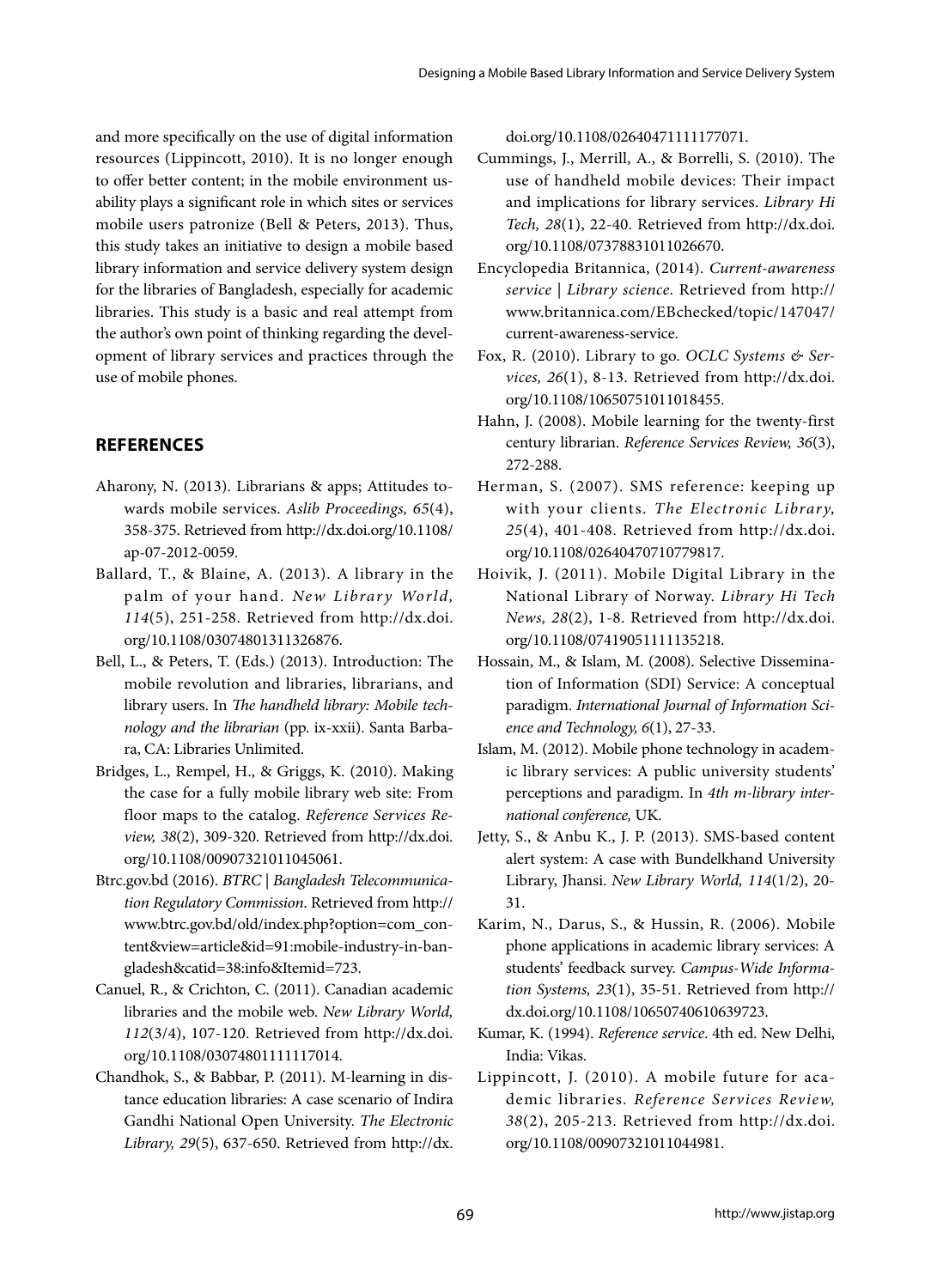and more specifically on the use of digital information resources (Lippincott, 2010). It is no longer enough to offer better content; in the mobile environment usability plays a significant role in which sites or services mobile users patronize (Bell & Peters, 2013). Thus, this study takes an initiative to design a mobile based library information and service delivery system design for the libraries of Bangladesh, especially for academic libraries. This study is a basic and real attempt from the author's own point of thinking regarding the development of library services and practices through the use of mobile phones.

## REFERENCES

- Aharony, N. (2013). Librarians & apps; Attitudes towards mobile services. *Aslib Proceedings, 65*(4), 358-375. Retrieved from http://dx.doi.org/10.1108/ap-07-2012-0059.
- Ballard, T., & Blaine, A. (2013). A library in the palm of your hand. *New Library World, 114*(5), 251-258. Retrieved from http://dx.doi.org/10.1108/03074801311326876.
- Bell, L., & Peters, T. (Eds.) (2013). Introduction: The mobile revolution and libraries, librarians, and library users. In *The handheld library: Mobile technology and the librarian* (pp. ix-xxii). Santa Barbara, CA: Libraries Unlimited.
- Bridges, L., Rempel, H., & Griggs, K. (2010). Making the case for a fully mobile library web site: From floor maps to the catalog. *Reference Services Review, 38*(2), 309-320. Retrieved from http://dx.doi.org/10.1108/00907321011045061.
- Btrc.gov.bd (2016). *BTRC | Bangladesh Telecommunication Regulatory Commission*. Retrieved from http://www.btrc.gov.bd/old/index.php?option=com_content&view=article&id=91:mobile-industry-in-bangladesh&catid=38:info&Itemid=723.
- Canuel, R., & Crichton, C. (2011). Canadian academic libraries and the mobile web. *New Library World, 112*(3/4), 107-120. Retrieved from http://dx.doi.org/10.1108/03074801111117014.
- Chandhok, S., & Babbar, P. (2011). M-learning in distance education libraries: A case scenario of Indira Gandhi National Open University. *The Electronic Library, 29*(5), 637-650. Retrieved from http://dx.doi.org/10.1108/02640471111177071.
- Cummings, J., Merrill, A., & Borrelli, S. (2010). The use of handheld mobile devices: Their impact and implications for library services. *Library Hi Tech, 28*(1), 22-40. Retrieved from http://dx.doi.org/10.1108/07378831011026670.
- Encyclopedia Britannica, (2014). *Current-awareness service | Library science*. Retrieved from http://www.britannica.com/EBchecked/topic/147047/current-awareness-service.
- Fox, R. (2010). Library to go. *OCLC Systems & Services, 26*(1), 8-13. Retrieved from http://dx.doi.org/10.1108/10650751011018455.
- Hahn, J. (2008). Mobile learning for the twenty-first century librarian. *Reference Services Review, 36*(3), 272-288.
- Herman, S. (2007). SMS reference: keeping up with your clients. *The Electronic Library, 25*(4), 401-408. Retrieved from http://dx.doi.org/10.1108/02640470710779817.
- Hoivik, J. (2011). Mobile Digital Library in the National Library of Norway. *Library Hi Tech News, 28*(2), 1-8. Retrieved from http://dx.doi.org/10.1108/07419051111135218.
- Hossain, M., & Islam, M. (2008). Selective Dissemination of Information (SDI) Service: A conceptual paradigm. *International Journal of Information Science and Technology, 6*(1), 27-33.
- Islam, M. (2012). Mobile phone technology in academic library services: A public university students' perceptions and paradigm. In *4th m-library international conference,* UK.
- Jetty, S., & Anbu K., J. P. (2013). SMS-based content alert system: A case with Bundelkhand University Library, Jhansi. *New Library World, 114*(1/2), 20-31.
- Karim, N., Darus, S., & Hussin, R. (2006). Mobile phone applications in academic library services: A students' feedback survey. *Campus-Wide Information Systems, 23*(1), 35-51. Retrieved from http://dx.doi.org/10.1108/10650740610639723.
- Kumar, K. (1994). *Reference service*. 4th ed. New Delhi, India: Vikas.
- Lippincott, J. (2010). A mobile future for academic libraries. *Reference Services Review, 38*(2), 205-213. Retrieved from http://dx.doi.org/10.1108/00907321011044981.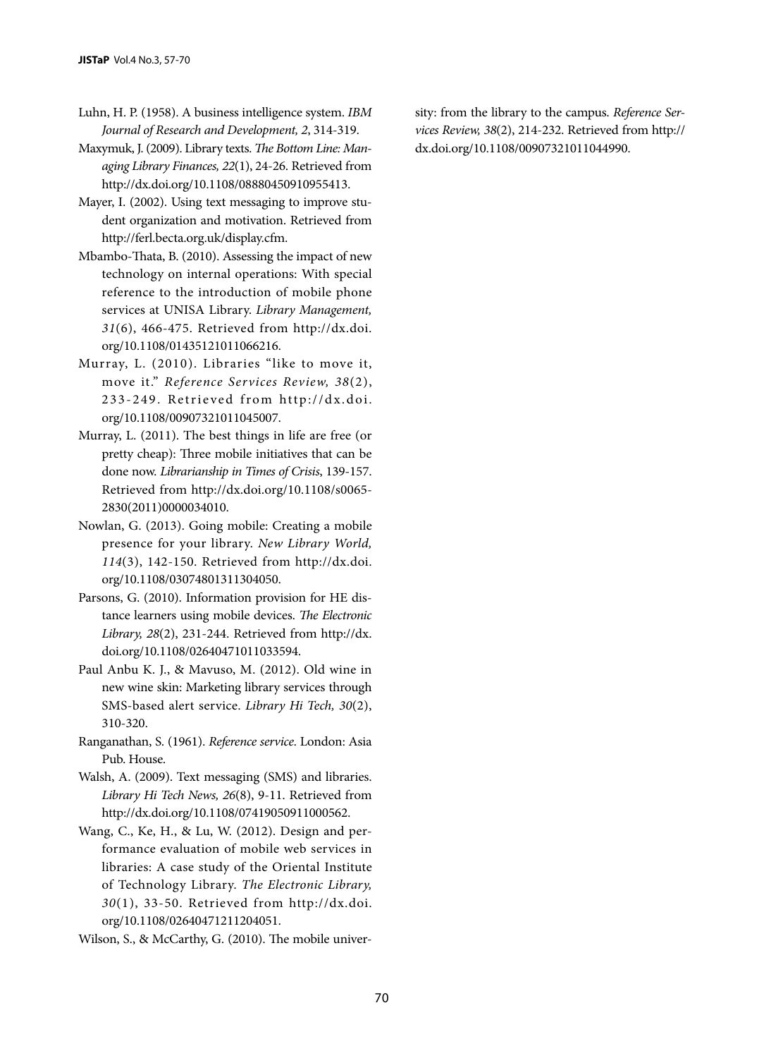Luhn, H. P. (1958). A business intelligence system. *IBM Journal of Research and Development, 2*, 314-319.

Maxymuk, J. (2009). Library texts. *The Bottom Line: Managing Library Finances, 22*(1), 24-26. Retrieved from http://dx.doi.org/10.1108/08880450910955413.

Mayer, I. (2002). Using text messaging to improve student organization and motivation. Retrieved from http://ferl.becta.org.uk/display.cfm.

Mbambo-Thata, B. (2010). Assessing the impact of new technology on internal operations: With special reference to the introduction of mobile phone services at UNISA Library. *Library Management, 31*(6), 466-475. Retrieved from http://dx.doi.org/10.1108/01435121011066216.

Murray, L. (2010). Libraries "like to move it, move it." *Reference Services Review, 38*(2), 233-249. Retrieved from http://dx.doi.org/10.1108/00907321011045007.

Murray, L. (2011). The best things in life are free (or pretty cheap): Three mobile initiatives that can be done now. *Librarianship in Times of Crisis*, 139-157. Retrieved from http://dx.doi.org/10.1108/s0065-2830(2011)0000034010.

Nowlan, G. (2013). Going mobile: Creating a mobile presence for your library. *New Library World, 114*(3), 142-150. Retrieved from http://dx.doi.org/10.1108/03074801311304050.

Parsons, G. (2010). Information provision for HE distance learners using mobile devices. *The Electronic Library, 28*(2), 231-244. Retrieved from http://dx.doi.org/10.1108/02640471011033594.

Paul Anbu K. J., & Mavuso, M. (2012). Old wine in new wine skin: Marketing library services through SMS-based alert service. *Library Hi Tech, 30*(2), 310-320.

Ranganathan, S. (1961). *Reference service*. London: Asia Pub. House.

Walsh, A. (2009). Text messaging (SMS) and libraries. *Library Hi Tech News, 26*(8), 9-11. Retrieved from http://dx.doi.org/10.1108/07419050911000562.

Wang, C., Ke, H., & Lu, W. (2012). Design and performance evaluation of mobile web services in libraries: A case study of the Oriental Institute of Technology Library. *The Electronic Library, 30*(1), 33-50. Retrieved from http://dx.doi.org/10.1108/02640471211204051.

Wilson, S., & McCarthy, G. (2010). The mobile university: from the library to the campus. *Reference Services Review, 38*(2), 214-232. Retrieved from http://dx.doi.org/10.1108/00907321011044990.